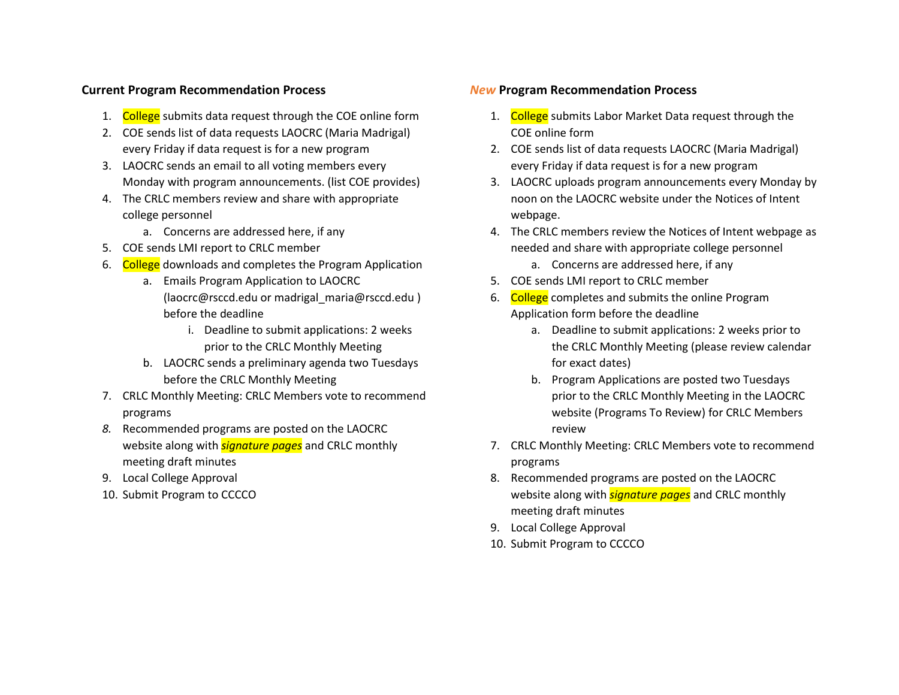## Current Program Recommendation Process

1. College submits data request through the COE online form
2. COE sends list of data requests LAOCRC (Maria Madrigal) every Friday if data request is for a new program
3. LAOCRC sends an email to all voting members every Monday with program announcements. (list COE provides)
4. The CRLC members review and share with appropriate college personnel
   a. Concerns are addressed here, if any
5. COE sends LMI report to CRLC member
6. College downloads and completes the Program Application
   a. Emails Program Application to LAOCRC (laocrc@rsccd.edu or madrigal_maria@rsccd.edu ) before the deadline
      i. Deadline to submit applications: 2 weeks prior to the CRLC Monthly Meeting
   b. LAOCRC sends a preliminary agenda two Tuesdays before the CRLC Monthly Meeting
7. CRLC Monthly Meeting: CRLC Members vote to recommend programs
8. Recommended programs are posted on the LAOCRC website along with ***signature pages*** and CRLC monthly meeting draft minutes
9. Local College Approval
10. Submit Program to CCCCO

## *New* Program Recommendation Process

1. College submits Labor Market Data request through the COE online form
2. COE sends list of data requests LAOCRC (Maria Madrigal) every Friday if data request is for a new program
3. LAOCRC uploads program announcements every Monday by noon on the LAOCRC website under the Notices of Intent webpage.
4. The CRLC members review the Notices of Intent webpage as needed and share with appropriate college personnel
   a. Concerns are addressed here, if any
5. COE sends LMI report to CRLC member
6. College completes and submits the online Program Application form before the deadline
   a. Deadline to submit applications: 2 weeks prior to the CRLC Monthly Meeting (please review calendar for exact dates)
   b. Program Applications are posted two Tuesdays prior to the CRLC Monthly Meeting in the LAOCRC website (Programs To Review) for CRLC Members review
7. CRLC Monthly Meeting: CRLC Members vote to recommend programs
8. Recommended programs are posted on the LAOCRC website along with ***signature pages*** and CRLC monthly meeting draft minutes
9. Local College Approval
10. Submit Program to CCCCO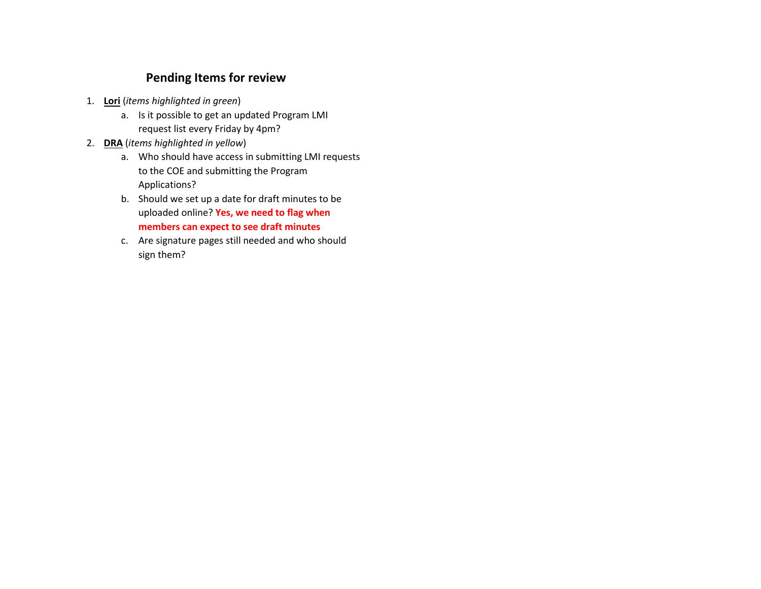## Pending Items for review

1. **Lori** (*items highlighted in green*)
   a. Is it possible to get an updated Program LMI request list every Friday by 4pm?
2. **DRA** (*items highlighted in yellow*)
   a. Who should have access in submitting LMI requests to the COE and submitting the Program Applications?
   b. Should we set up a date for draft minutes to be uploaded online? **Yes, we need to flag when members can expect to see draft minutes**
   c. Are signature pages still needed and who should sign them?